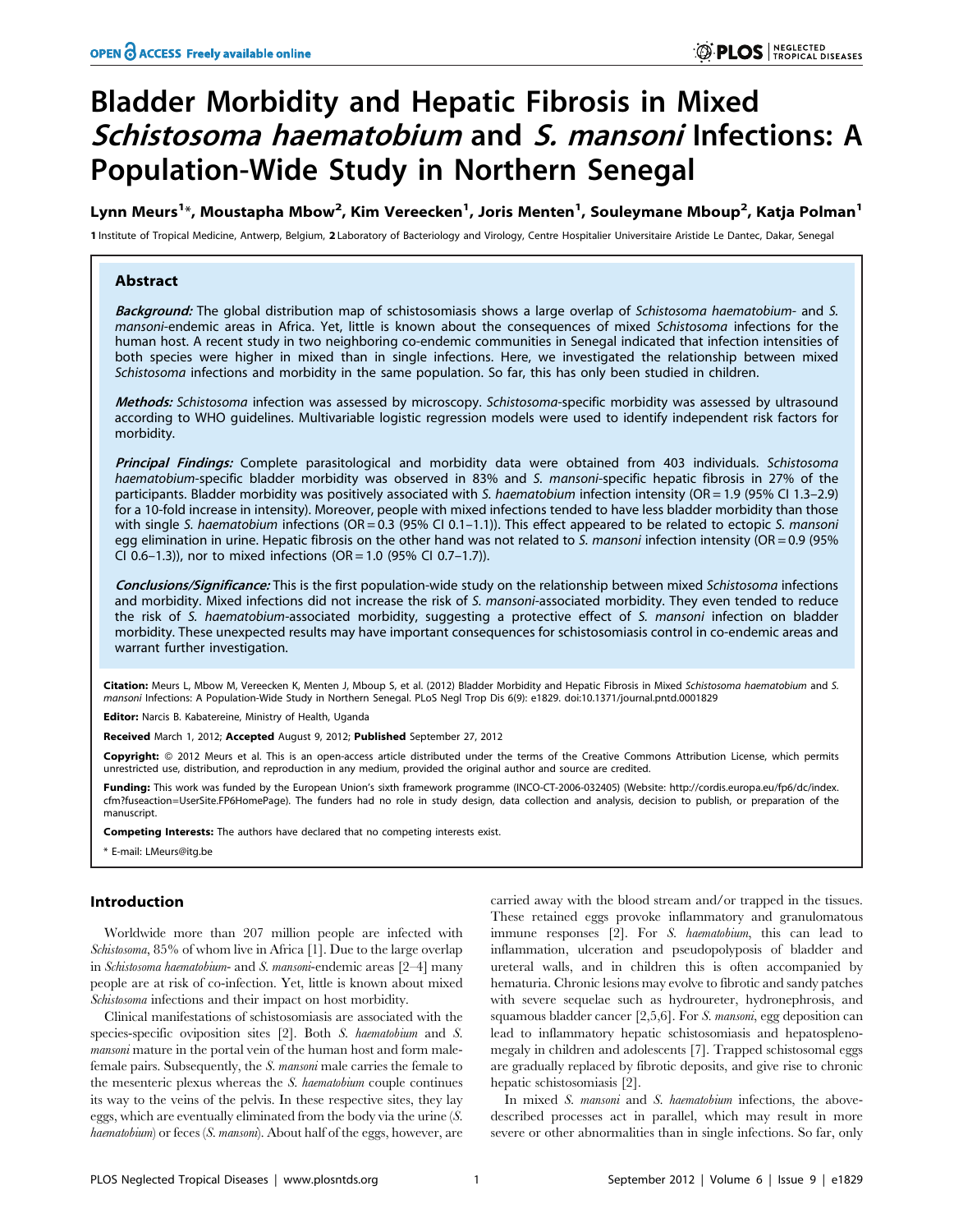# Bladder Morbidity and Hepatic Fibrosis in Mixed *Schistosoma haematobium* and *S. mansoni* Infections: A Population-Wide Study in Northern Senegal

**Lynn Meurs[1]*, Moustapha Mbow[2], Kim Vereecken[1], Joris Menten[1], Souleymane Mboup[2], Katja Polman[1]**

1 Institute of Tropical Medicine, Antwerp, Belgium, 2 Laboratory of Bacteriology and Virology, Centre Hospitalier Universitaire Aristide Le Dantec, Dakar, Senegal

## Abstract

***Background:*** The global distribution map of schistosomiasis shows a large overlap of *Schistosoma haematobium*- and *S. mansoni*-endemic areas in Africa. Yet, little is known about the consequences of mixed *Schistosoma* infections for the human host. A recent study in two neighboring co-endemic communities in Senegal indicated that infection intensities of both species were higher in mixed than in single infections. Here, we investigated the relationship between mixed *Schistosoma* infections and morbidity in the same population. So far, this has only been studied in children.

***Methods:*** *Schistosoma* infection was assessed by microscopy. *Schistosoma*-specific morbidity was assessed by ultrasound according to WHO guidelines. Multivariable logistic regression models were used to identify independent risk factors for morbidity.

***Principal Findings:*** Complete parasitological and morbidity data were obtained from 403 individuals. *Schistosoma haematobium*-specific bladder morbidity was observed in 83% and *S. mansoni*-specific hepatic fibrosis in 27% of the participants. Bladder morbidity was positively associated with *S. haematobium* infection intensity (OR = 1.9 (95% CI 1.3–2.9) for a 10-fold increase in intensity). Moreover, people with mixed infections tended to have less bladder morbidity than those with single *S. haematobium* infections (OR = 0.3 (95% CI 0.1–1.1)). This effect appeared to be related to ectopic *S. mansoni* egg elimination in urine. Hepatic fibrosis on the other hand was not related to *S. mansoni* infection intensity (OR = 0.9 (95% CI 0.6–1.3)), nor to mixed infections (OR = 1.0 (95% CI 0.7–1.7)).

***Conclusions/Significance:*** This is the first population-wide study on the relationship between mixed *Schistosoma* infections and morbidity. Mixed infections did not increase the risk of *S. mansoni*-associated morbidity. They even tended to reduce the risk of *S. haematobium*-associated morbidity, suggesting a protective effect of *S. mansoni* infection on bladder morbidity. These unexpected results may have important consequences for schistosomiasis control in co-endemic areas and warrant further investigation.

**Citation:** Meurs L, Mbow M, Vereecken K, Menten J, Mboup S, et al. (2012) Bladder Morbidity and Hepatic Fibrosis in Mixed *Schistosoma haematobium* and *S. mansoni* Infections: A Population-Wide Study in Northern Senegal. PLoS Negl Trop Dis 6(9): e1829. doi:10.1371/journal.pntd.0001829

**Editor:** Narcis B. Kabatereine, Ministry of Health, Uganda

**Received** March 1, 2012; **Accepted** August 9, 2012; **Published** September 27, 2012

**Copyright:** © 2012 Meurs et al. This is an open-access article distributed under the terms of the Creative Commons Attribution License, which permits unrestricted use, distribution, and reproduction in any medium, provided the original author and source are credited.

**Funding:** This work was funded by the European Union's sixth framework programme (INCO-CT-2006-032405) (Website: http://cordis.europa.eu/fp6/dc/index.cfm?fuseaction=UserSite.FP6HomePage). The funders had no role in study design, data collection and analysis, decision to publish, or preparation of the manuscript.

**Competing Interests:** The authors have declared that no competing interests exist.

\* E-mail: LMeurs@itg.be

## Introduction

Worldwide more than 207 million people are infected with *Schistosoma*, 85% of whom live in Africa [1]. Due to the large overlap in *Schistosoma haematobium*- and *S. mansoni*-endemic areas [2–4] many people are at risk of co-infection. Yet, little is known about mixed *Schistosoma* infections and their impact on host morbidity.

Clinical manifestations of schistosomiasis are associated with the species-specific oviposition sites [2]. Both *S. haematobium* and *S. mansoni* mature in the portal vein of the human host and form male-female pairs. Subsequently, the *S. mansoni* male carries the female to the mesenteric plexus whereas the *S. haematobium* couple continues its way to the veins of the pelvis. In these respective sites, they lay eggs, which are eventually eliminated from the body via the urine (*S. haematobium*) or feces (*S. mansoni*). About half of the eggs, however, are carried away with the blood stream and/or trapped in the tissues. These retained eggs provoke inflammatory and granulomatous immune responses [2]. For *S. haematobium*, this can lead to inflammation, ulceration and pseudopolyposis of bladder and ureteral walls, and in children this is often accompanied by hematuria. Chronic lesions may evolve to fibrotic and sandy patches with severe sequelae such as hydroureter, hydronephrosis, and squamous bladder cancer [2,5,6]. For *S. mansoni*, egg deposition can lead to inflammatory hepatic schistosomiasis and hepatosplenomegaly in children and adolescents [7]. Trapped schistosomal eggs are gradually replaced by fibrotic deposits, and give rise to chronic hepatic schistosomiasis [2].

In mixed *S. mansoni* and *S. haematobium* infections, the above-described processes act in parallel, which may result in more severe or other abnormalities than in single infections. So far, only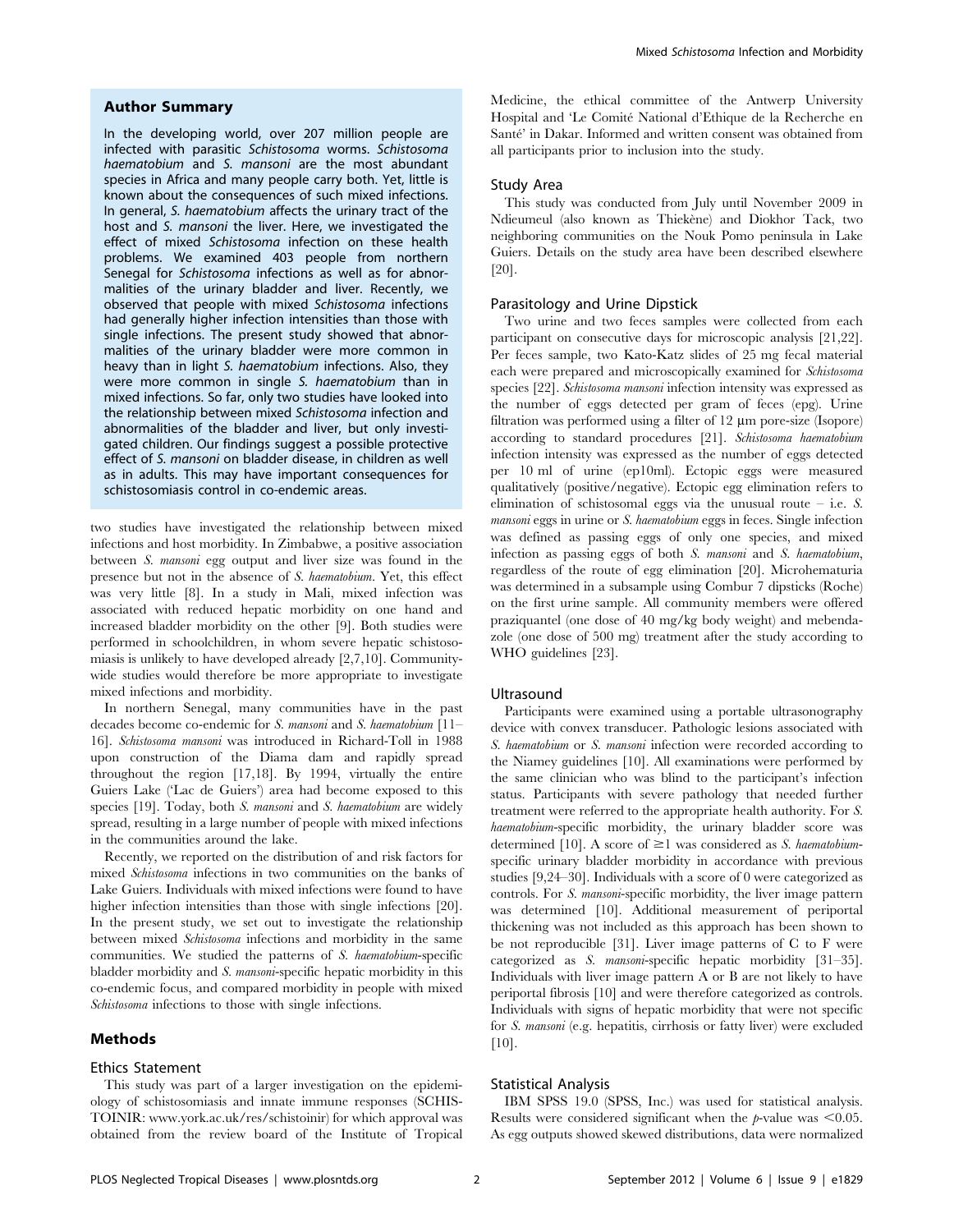## Author Summary

In the developing world, over 207 million people are infected with parasitic *Schistosoma* worms. *Schistosoma haematobium* and *S. mansoni* are the most abundant species in Africa and many people carry both. Yet, little is known about the consequences of such mixed infections. In general, *S. haematobium* affects the urinary tract of the host and *S. mansoni* the liver. Here, we investigated the effect of mixed *Schistosoma* infection on these health problems. We examined 403 people from northern Senegal for *Schistosoma* infections as well as for abnormalities of the urinary bladder and liver. Recently, we observed that people with mixed *Schistosoma* infections had generally higher infection intensities than those with single infections. The present study showed that abnormalities of the urinary bladder were more common in heavy than in light *S. haematobium* infections. Also, they were more common in single *S. haematobium* than in mixed infections. So far, only two studies have looked into the relationship between mixed *Schistosoma* infection and abnormalities of the bladder and liver, but only investigated children. Our findings suggest a possible protective effect of *S. mansoni* on bladder disease, in children as well as in adults. This may have important consequences for schistosomiasis control in co-endemic areas.

two studies have investigated the relationship between mixed infections and host morbidity. In Zimbabwe, a positive association between *S. mansoni* egg output and liver size was found in the presence but not in the absence of *S. haematobium*. Yet, this effect was very little [8]. In a study in Mali, mixed infection was associated with reduced hepatic morbidity on one hand and increased bladder morbidity on the other [9]. Both studies were performed in schoolchildren, in whom severe hepatic schistosomiasis is unlikely to have developed already [2,7,10]. Community-wide studies would therefore be more appropriate to investigate mixed infections and morbidity.

In northern Senegal, many communities have in the past decades become co-endemic for *S. mansoni* and *S. haematobium* [11–16]. *Schistosoma mansoni* was introduced in Richard-Toll in 1988 upon construction of the Diama dam and rapidly spread throughout the region [17,18]. By 1994, virtually the entire Guiers Lake ('Lac de Guiers') area had become exposed to this species [19]. Today, both *S. mansoni* and *S. haematobium* are widely spread, resulting in a large number of people with mixed infections in the communities around the lake.

Recently, we reported on the distribution of and risk factors for mixed *Schistosoma* infections in two communities on the banks of Lake Guiers. Individuals with mixed infections were found to have higher infection intensities than those with single infections [20]. In the present study, we set out to investigate the relationship between mixed *Schistosoma* infections and morbidity in the same communities. We studied the patterns of *S. haematobium*-specific bladder morbidity and *S. mansoni*-specific hepatic morbidity in this co-endemic focus, and compared morbidity in people with mixed *Schistosoma* infections to those with single infections.

## Methods

### Ethics Statement

This study was part of a larger investigation on the epidemiology of schistosomiasis and innate immune responses (SCHISTOINIR: www.york.ac.uk/res/schistoinir) for which approval was obtained from the review board of the Institute of Tropical Medicine, the ethical committee of the Antwerp University Hospital and 'Le Comité National d'Ethique de la Recherche en Santé' in Dakar. Informed and written consent was obtained from all participants prior to inclusion into the study.

### Study Area

This study was conducted from July until November 2009 in Ndieumeul (also known as Thiekène) and Diokhor Tack, two neighboring communities on the Nouk Pomo peninsula in Lake Guiers. Details on the study area have been described elsewhere [20].

### Parasitology and Urine Dipstick

Two urine and two feces samples were collected from each participant on consecutive days for microscopic analysis [21,22]. Per feces sample, two Kato-Katz slides of 25 mg fecal material each were prepared and microscopically examined for *Schistosoma* species [22]. *Schistosoma mansoni* infection intensity was expressed as the number of eggs detected per gram of feces (epg). Urine filtration was performed using a filter of 12 µm pore-size (Isopore) according to standard procedures [21]. *Schistosoma haematobium* infection intensity was expressed as the number of eggs detected per 10 ml of urine (ep10ml). Ectopic eggs were measured qualitatively (positive/negative). Ectopic egg elimination refers to elimination of schistosomal eggs via the unusual route – i.e. *S. mansoni* eggs in urine or *S. haematobium* eggs in feces. Single infection was defined as passing eggs of only one species, and mixed infection as passing eggs of both *S. mansoni* and *S. haematobium*, regardless of the route of egg elimination [20]. Microhematuria was determined in a subsample using Combur 7 dipsticks (Roche) on the first urine sample. All community members were offered praziquantel (one dose of 40 mg/kg body weight) and mebendazole (one dose of 500 mg) treatment after the study according to WHO guidelines [23].

### Ultrasound

Participants were examined using a portable ultrasonography device with convex transducer. Pathologic lesions associated with *S. haematobium* or *S. mansoni* infection were recorded according to the Niamey guidelines [10]. All examinations were performed by the same clinician who was blind to the participant's infection status. Participants with severe pathology that needed further treatment were referred to the appropriate health authority. For *S. haematobium*-specific morbidity, the urinary bladder score was determined [10]. A score of $\geq$1 was considered as *S. haematobium*-specific urinary bladder morbidity in accordance with previous studies [9,24–30]. Individuals with a score of 0 were categorized as controls. For *S. mansoni*-specific morbidity, the liver image pattern was determined [10]. Additional measurement of periportal thickening was not included as this approach has been shown to be not reproducible [31]. Liver image patterns of C to F were categorized as *S. mansoni*-specific hepatic morbidity [31–35]. Individuals with liver image pattern A or B are not likely to have periportal fibrosis [10] and were therefore categorized as controls. Individuals with signs of hepatic morbidity that were not specific for *S. mansoni* (e.g. hepatitis, cirrhosis or fatty liver) were excluded [10].

### Statistical Analysis

IBM SPSS 19.0 (SPSS, Inc.) was used for statistical analysis. Results were considered significant when the $p$-value was $<$0.05. As egg outputs showed skewed distributions, data were normalized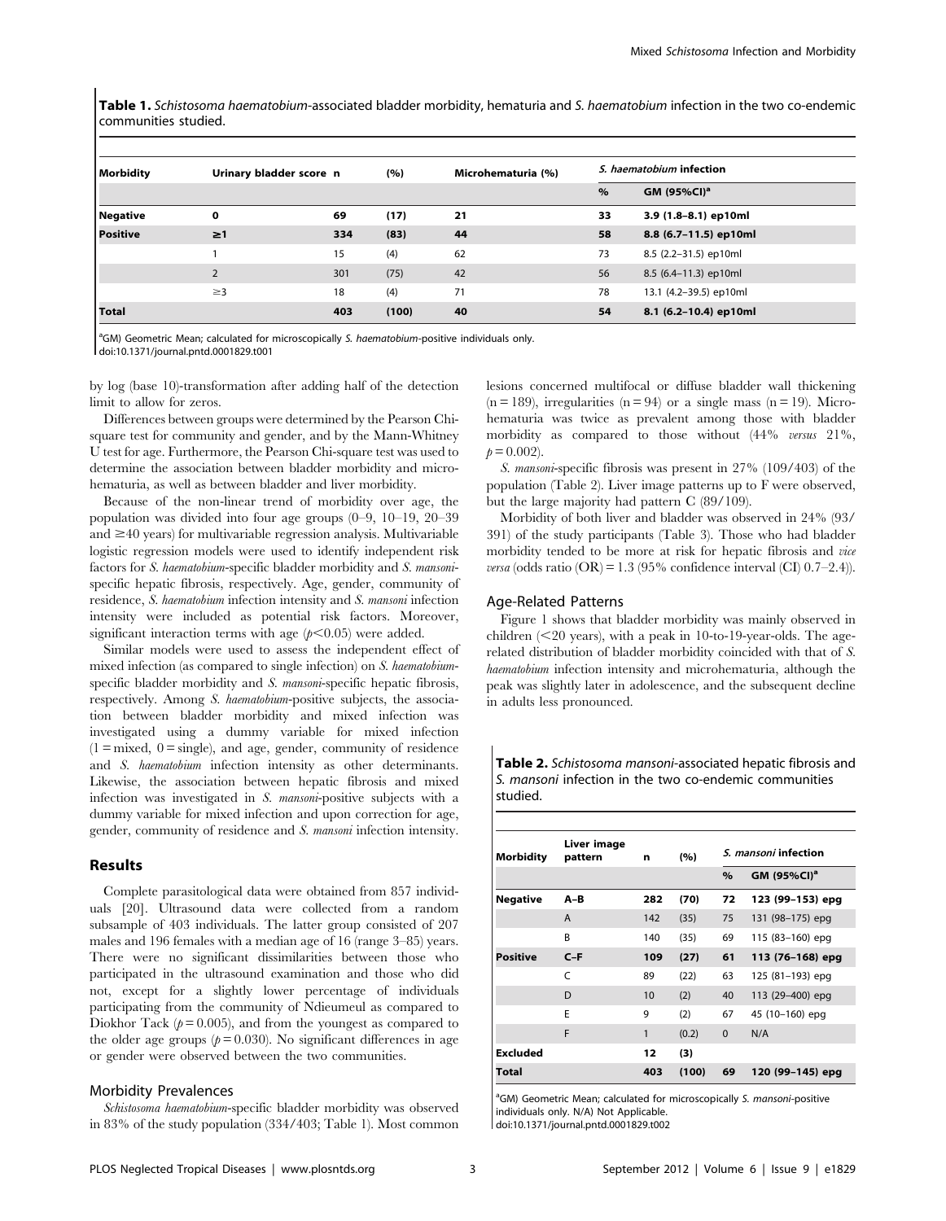**Table 1.** *Schistosoma haematobium*-associated bladder morbidity, hematuria and *S. haematobium* infection in the two co-endemic communities studied.

| Morbidity | Urinary bladder score | n | (%) | Microhematuria (%) | *S. haematobium* infection | |
|---|---|---|---|---|---|---|
| | | | | | % | GM (95%CI)[a] |
| **Negative** | **0** | **69** | **(17)** | **21** | **33** | **3.9 (1.8–8.1) ep10ml** |
| **Positive** | **≥1** | **334** | **(83)** | **44** | **58** | **8.8 (6.7–11.5) ep10ml** |
| | 1 | 15 | (4) | 62 | 73 | 8.5 (2.2–31.5) ep10ml |
| | 2 | 301 | (75) | 42 | 56 | 8.5 (6.4–11.3) ep10ml |
| | ≥3 | 18 | (4) | 71 | 78 | 13.1 (4.2–39.5) ep10ml |
| **Total** | | **403** | **(100)** | **40** | **54** | **8.1 (6.2–10.4) ep10ml** |

[a]GM) Geometric Mean; calculated for microscopically *S. haematobium*-positive individuals only.
doi:10.1371/journal.pntd.0001829.t001

by log (base 10)-transformation after adding half of the detection limit to allow for zeros.

Differences between groups were determined by the Pearson Chi-square test for community and gender, and by the Mann-Whitney U test for age. Furthermore, the Pearson Chi-square test was used to determine the association between bladder morbidity and microhematuria, as well as between bladder and liver morbidity.

Because of the non-linear trend of morbidity over age, the population was divided into four age groups (0–9, 10–19, 20–39 and ≥40 years) for multivariable regression analysis. Multivariable logistic regression models were used to identify independent risk factors for *S. haematobium*-specific bladder morbidity and *S. mansoni*-specific hepatic fibrosis, respectively. Age, gender, community of residence, *S. haematobium* infection intensity and *S. mansoni* infection intensity were included as potential risk factors. Moreover, significant interaction terms with age ($p<0.05$) were added.

Similar models were used to assess the independent effect of mixed infection (as compared to single infection) on *S. haematobium*-specific bladder morbidity and *S. mansoni*-specific hepatic fibrosis, respectively. Among *S. haematobium*-positive subjects, the association between bladder morbidity and mixed infection was investigated using a dummy variable for mixed infection (1 = mixed, 0 = single), and age, gender, community of residence and *S. haematobium* infection intensity as other determinants. Likewise, the association between hepatic fibrosis and mixed infection was investigated in *S. mansoni*-positive subjects with a dummy variable for mixed infection and upon correction for age, gender, community of residence and *S. mansoni* infection intensity.

## Results

Complete parasitological data were obtained from 857 individuals [20]. Ultrasound data were collected from a random subsample of 403 individuals. The latter group consisted of 207 males and 196 females with a median age of 16 (range 3–85) years. There were no significant dissimilarities between those who participated in the ultrasound examination and those who did not, except for a slightly lower percentage of individuals participating from the community of Ndieumeul as compared to Diokhor Tack ($p=0.005$), and from the youngest as compared to the older age groups ($p=0.030$). No significant differences in age or gender were observed between the two communities.

### Morbidity Prevalences

*Schistosoma haematobium*-specific bladder morbidity was observed in 83% of the study population (334/403; Table 1). Most common lesions concerned multifocal or diffuse bladder wall thickening (n = 189), irregularities (n = 94) or a single mass (n = 19). Microhematuria was twice as prevalent among those with bladder morbidity as compared to those without (44% *versus* 21%, $p=0.002$).

*S. mansoni*-specific fibrosis was present in 27% (109/403) of the population (Table 2). Liver image patterns up to F were observed, but the large majority had pattern C (89/109).

Morbidity of both liver and bladder was observed in 24% (93/391) of the study participants (Table 3). Those who had bladder morbidity tended to be more at risk for hepatic fibrosis and *vice versa* (odds ratio (OR) = 1.3 (95% confidence interval (CI) 0.7–2.4)).

### Age-Related Patterns

Figure 1 shows that bladder morbidity was mainly observed in children (<20 years), with a peak in 10-to-19-year-olds. The age-related distribution of bladder morbidity coincided with that of *S. haematobium* infection intensity and microhematuria, although the peak was slightly later in adolescence, and the subsequent decline in adults less pronounced.

**Table 2.** *Schistosoma mansoni*-associated hepatic fibrosis and *S. mansoni* infection in the two co-endemic communities studied.

| Morbidity | Liver image pattern | n | (%) | *S. mansoni* infection | |
|---|---|---|---|---|---|
| | | | | % | GM (95%CI)[a] |
| **Negative** | **A–B** | **282** | **(70)** | **72** | **123 (99–153) epg** |
| | A | 142 | (35) | 75 | 131 (98–175) epg |
| | B | 140 | (35) | 69 | 115 (83–160) epg |
| **Positive** | **C–F** | **109** | **(27)** | **61** | **113 (76–168) epg** |
| | C | 89 | (22) | 63 | 125 (81–193) epg |
| | D | 10 | (2) | 40 | 113 (29–400) epg |
| | E | 9 | (2) | 67 | 45 (10–160) epg |
| | F | 1 | (0.2) | 0 | N/A |
| **Excluded** | | **12** | **(3)** | | |
| **Total** | | **403** | **(100)** | **69** | **120 (99–145) epg** |

[a]GM) Geometric Mean; calculated for microscopically *S. mansoni*-positive individuals only. N/A) Not Applicable.
doi:10.1371/journal.pntd.0001829.t002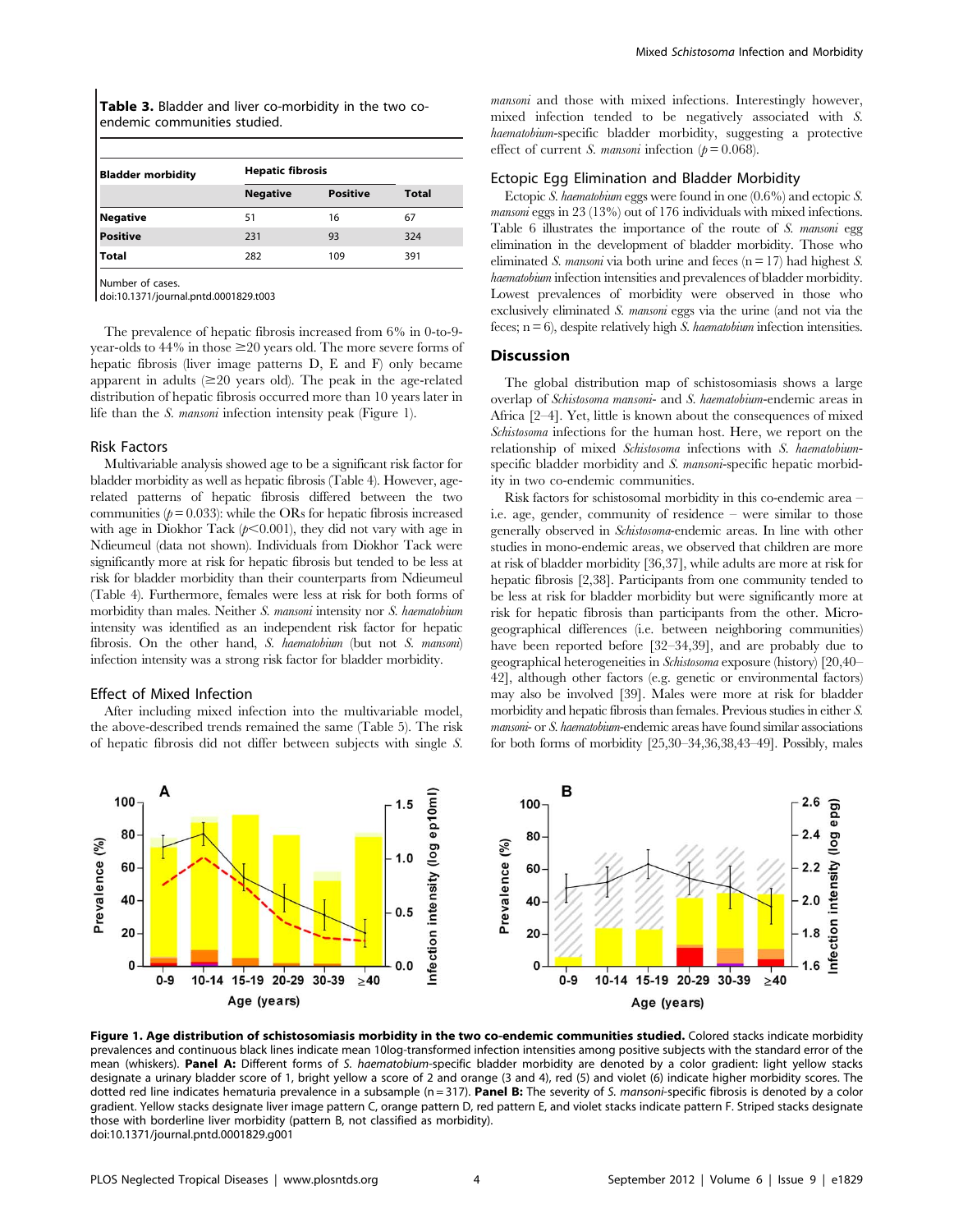**Table 3.** Bladder and liver co-morbidity in the two co-endemic communities studied.

| Bladder morbidity | Hepatic fibrosis | | |
|---|---|---|---|
| | **Negative** | **Positive** | **Total** |
| **Negative** | 51 | 16 | 67 |
| **Positive** | 231 | 93 | 324 |
| **Total** | 282 | 109 | 391 |

Number of cases.
doi:10.1371/journal.pntd.0001829.t003

The prevalence of hepatic fibrosis increased from 6% in 0-to-9-year-olds to 44% in those ≥20 years old. The more severe forms of hepatic fibrosis (liver image patterns D, E and F) only became apparent in adults (≥20 years old). The peak in the age-related distribution of hepatic fibrosis occurred more than 10 years later in life than the *S. mansoni* infection intensity peak (Figure 1).

### Risk Factors

Multivariable analysis showed age to be a significant risk factor for bladder morbidity as well as hepatic fibrosis (Table 4). However, age-related patterns of hepatic fibrosis differed between the two communities ($p = 0.033$): while the ORs for hepatic fibrosis increased with age in Diokhor Tack ($p < 0.001$), they did not vary with age in Ndieumeul (data not shown). Individuals from Diokhor Tack were significantly more at risk for hepatic fibrosis but tended to be less at risk for bladder morbidity than their counterparts from Ndieumeul (Table 4). Furthermore, females were less at risk for both forms of morbidity than males. Neither *S. mansoni* intensity nor *S. haematobium* intensity was identified as an independent risk factor for hepatic fibrosis. On the other hand, *S. haematobium* (but not *S. mansoni*) infection intensity was a strong risk factor for bladder morbidity.

### Effect of Mixed Infection

After including mixed infection into the multivariable model, the above-described trends remained the same (Table 5). The risk of hepatic fibrosis did not differ between subjects with single *S. mansoni* and those with mixed infections. Interestingly however, mixed infection tended to be negatively associated with *S. haematobium*-specific bladder morbidity, suggesting a protective effect of current *S. mansoni* infection ($p = 0.068$).

### Ectopic Egg Elimination and Bladder Morbidity

Ectopic *S. haematobium* eggs were found in one (0.6%) and ectopic *S. mansoni* eggs in 23 (13%) out of 176 individuals with mixed infections. Table 6 illustrates the importance of the route of *S. mansoni* egg elimination in the development of bladder morbidity. Those who eliminated *S. mansoni* via both urine and feces (n = 17) had highest *S. haematobium* infection intensities and prevalences of bladder morbidity. Lowest prevalences of morbidity were observed in those who exclusively eliminated *S. mansoni* eggs via the urine (and not via the feces; n = 6), despite relatively high *S. haematobium* infection intensities.

## Discussion

The global distribution map of schistosomiasis shows a large overlap of *Schistosoma mansoni*- and *S. haematobium*-endemic areas in Africa [2–4]. Yet, little is known about the consequences of mixed *Schistosoma* infections for the human host. Here, we report on the relationship of mixed *Schistosoma* infections with *S. haematobium*-specific bladder morbidity and *S. mansoni*-specific hepatic morbidity in two co-endemic communities.

Risk factors for schistosomal morbidity in this co-endemic area – i.e. age, gender, community of residence – were similar to those generally observed in *Schistosoma*-endemic areas. In line with other studies in mono-endemic areas, we observed that children are more at risk of bladder morbidity [36,37], while adults are more at risk for hepatic fibrosis [2,38]. Participants from one community tended to be less at risk for bladder morbidity but were significantly more at risk for hepatic fibrosis than participants from the other. Micro-geographical differences (i.e. between neighboring communities) have been reported before [32–34,39], and are probably due to geographical heterogeneities in *Schistosoma* exposure (history) [20,40–42], although other factors (e.g. genetic or environmental factors) may also be involved [39]. Males were more at risk for bladder morbidity and hepatic fibrosis than females. Previous studies in either *S. mansoni*- or *S. haematobium*-endemic areas have found similar associations for both forms of morbidity [25,30–34,36,38,43–49]. Possibly, males

**Figure 1. Age distribution of schistosomiasis morbidity in the two co-endemic communities studied.** Colored stacks indicate morbidity prevalences and continuous black lines indicate mean 10log-transformed infection intensities among positive subjects with the standard error of the mean (whiskers). **Panel A:** Different forms of *S. haematobium*-specific bladder morbidity are denoted by a color gradient: light yellow stacks designate a urinary bladder score of 1, bright yellow a score of 2 and orange (3 and 4), red (5) and violet (6) indicate higher morbidity scores. The dotted red line indicates hematuria prevalence in a subsample (n = 317). **Panel B:** The severity of *S. mansoni*-specific fibrosis is denoted by a color gradient. Yellow stacks designate liver image pattern C, orange pattern D, red pattern E, and violet stacks indicate pattern F. Striped stacks designate those with borderline liver morbidity (pattern B, not classified as morbidity).
doi:10.1371/journal.pntd.0001829.g001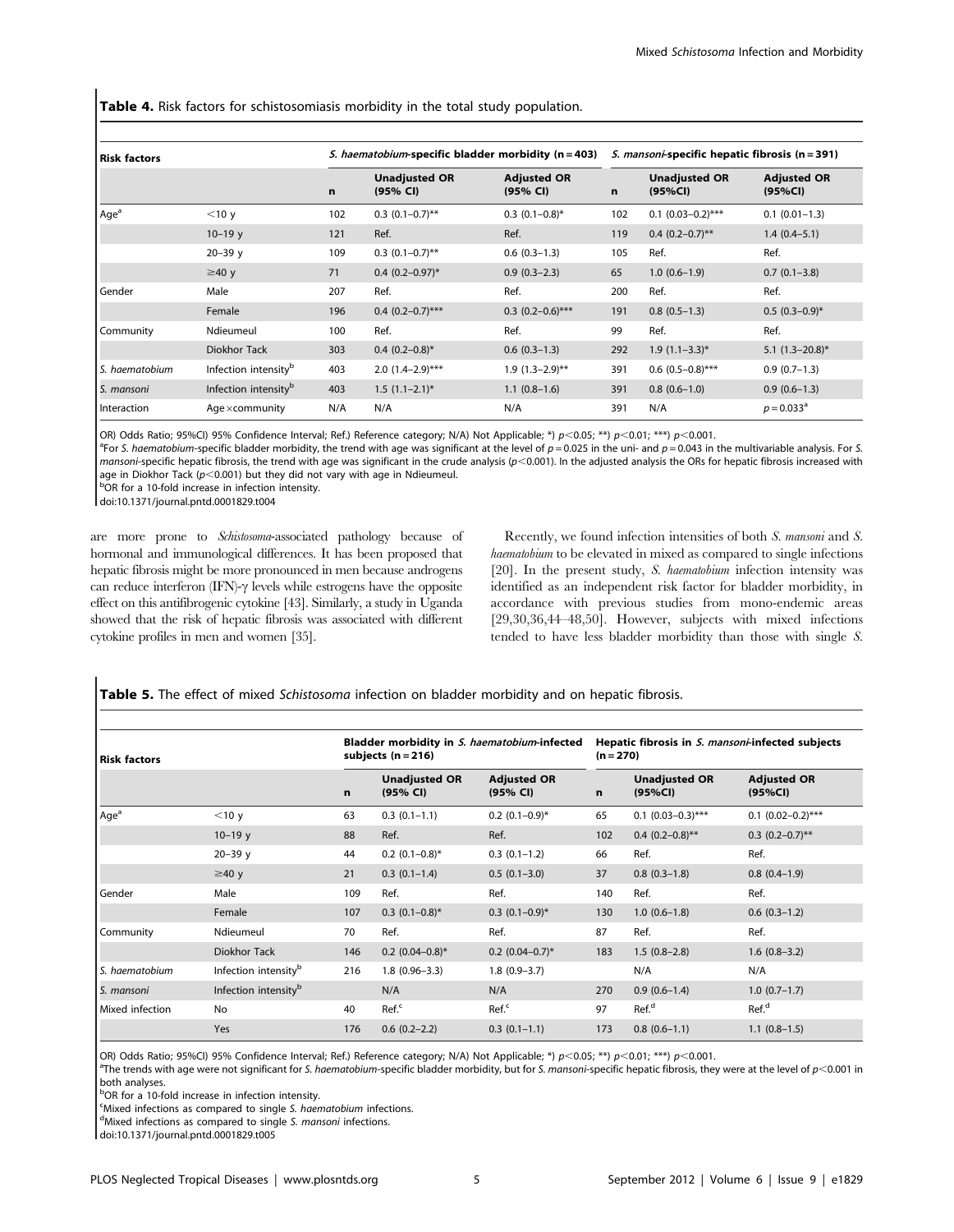**Table 4.** Risk factors for schistosomiasis morbidity in the total study population.

| Risk factors | | *S. haematobium*-specific bladder morbidity (n = 403) | | | *S. mansoni*-specific hepatic fibrosis (n = 391) | | |
|---|---|---|---|---|---|---|---|
| | | n | Unadjusted OR (95% CI) | Adjusted OR (95% CI) | n | Unadjusted OR (95%CI) | Adjusted OR (95%CI) |
| Age[a] | <10 y | 102 | 0.3 (0.1–0.7)** | 0.3 (0.1–0.8)* | 102 | 0.1 (0.03–0.2)*** | 0.1 (0.01–1.3) |
| | 10–19 y | 121 | Ref. | Ref. | 119 | 0.4 (0.2–0.7)** | 1.4 (0.4–5.1) |
| | 20–39 y | 109 | 0.3 (0.1–0.7)** | 0.6 (0.3–1.3) | 105 | Ref. | Ref. |
| | ≥40 y | 71 | 0.4 (0.2–0.97)* | 0.9 (0.3–2.3) | 65 | 1.0 (0.6–1.9) | 0.7 (0.1–3.8) |
| Gender | Male | 207 | Ref. | Ref. | 200 | Ref. | Ref. |
| | Female | 196 | 0.4 (0.2–0.7)*** | 0.3 (0.2–0.6)*** | 191 | 0.8 (0.5–1.3) | 0.5 (0.3–0.9)* |
| Community | Ndieumeul | 100 | Ref. | Ref. | 99 | Ref. | Ref. |
| | Diokhor Tack | 303 | 0.4 (0.2–0.8)* | 0.6 (0.3–1.3) | 292 | 1.9 (1.1–3.3)* | 5.1 (1.3–20.8)* |
| *S. haematobium* | Infection intensity[b] | 403 | 2.0 (1.4–2.9)*** | 1.9 (1.3–2.9)** | 391 | 0.6 (0.5–0.8)*** | 0.9 (0.7–1.3) |
| *S. mansoni* | Infection intensity[b] | 403 | 1.5 (1.1–2.1)* | 1.1 (0.8–1.6) | 391 | 0.8 (0.6–1.0) | 0.9 (0.6–1.3) |
| Interaction | Age×community | N/A | N/A | N/A | 391 | N/A | $p = 0.033$[a] |

OR) Odds Ratio; 95%CI) 95% Confidence Interval; Ref.) Reference category; N/A) Not Applicable; *) $p<0.05$; **) $p<0.01$; ***) $p<0.001$.

[a]For *S. haematobium*-specific bladder morbidity, the trend with age was significant at the level of $p = 0.025$ in the uni- and $p = 0.043$ in the multivariable analysis. For *S. mansoni*-specific hepatic fibrosis, the trend with age was significant in the crude analysis ($p<0.001$). In the adjusted analysis the ORs for hepatic fibrosis increased with age in Diokhor Tack ($p<0.001$) but they did not vary with age in Ndieumeul.

[b]OR for a 10-fold increase in infection intensity.

doi:10.1371/journal.pntd.0001829.t004

are more prone to *Schistosoma*-associated pathology because of hormonal and immunological differences. It has been proposed that hepatic fibrosis might be more pronounced in men because androgens can reduce interferon (IFN)-γ levels while estrogens have the opposite effect on this antifibrogenic cytokine [43]. Similarly, a study in Uganda showed that the risk of hepatic fibrosis was associated with different cytokine profiles in men and women [35].

Recently, we found infection intensities of both *S. mansoni* and *S. haematobium* to be elevated in mixed as compared to single infections [20]. In the present study, *S. haematobium* infection intensity was identified as an independent risk factor for bladder morbidity, in accordance with previous studies from mono-endemic areas [29,30,36,44–48,50]. However, subjects with mixed infections tended to have less bladder morbidity than those with single *S.*

**Table 5.** The effect of mixed *Schistosoma* infection on bladder morbidity and on hepatic fibrosis.

| Risk factors | | Bladder morbidity in *S. haematobium*-infected subjects (n = 216) | | | Hepatic fibrosis in *S. mansoni*-infected subjects (n = 270) | | |
|---|---|---|---|---|---|---|---|
| | | n | Unadjusted OR (95% CI) | Adjusted OR (95% CI) | n | Unadjusted OR (95%CI) | Adjusted OR (95%CI) |
| Age[a] | <10 y | 63 | 0.3 (0.1–1.1) | 0.2 (0.1–0.9)* | 65 | 0.1 (0.03–0.3)*** | 0.1 (0.02–0.2)*** |
| | 10–19 y | 88 | Ref. | Ref. | 102 | 0.4 (0.2–0.8)** | 0.3 (0.2–0.7)** |
| | 20–39 y | 44 | 0.2 (0.1–0.8)* | 0.3 (0.1–1.2) | 66 | Ref. | Ref. |
| | ≥40 y | 21 | 0.3 (0.1–1.4) | 0.5 (0.1–3.0) | 37 | 0.8 (0.3–1.8) | 0.8 (0.4–1.9) |
| Gender | Male | 109 | Ref. | Ref. | 140 | Ref. | Ref. |
| | Female | 107 | 0.3 (0.1–0.8)* | 0.3 (0.1–0.9)* | 130 | 1.0 (0.6–1.8) | 0.6 (0.3–1.2) |
| Community | Ndieumeul | 70 | Ref. | Ref. | 87 | Ref. | Ref. |
| | Diokhor Tack | 146 | 0.2 (0.04–0.8)* | 0.2 (0.04–0.7)* | 183 | 1.5 (0.8–2.8) | 1.6 (0.8–3.2) |
| *S. haematobium* | Infection intensity[b] | 216 | 1.8 (0.96–3.3) | 1.8 (0.9–3.7) | | N/A | N/A |
| *S. mansoni* | Infection intensity[b] | | N/A | N/A | 270 | 0.9 (0.6–1.4) | 1.0 (0.7–1.7) |
| Mixed infection | No | 40 | Ref.[c] | Ref.[c] | 97 | Ref.[d] | Ref.[d] |
| | Yes | 176 | 0.6 (0.2–2.2) | 0.3 (0.1–1.1) | 173 | 0.8 (0.6–1.1) | 1.1 (0.8–1.5) |

OR) Odds Ratio; 95%CI) 95% Confidence Interval; Ref.) Reference category; N/A) Not Applicable; *) $p<0.05$; **) $p<0.01$; ***) $p<0.001$.

[a]The trends with age were not significant for *S. haematobium*-specific bladder morbidity, but for *S. mansoni*-specific hepatic fibrosis, they were at the level of $p<0.001$ in both analyses.

[b]OR for a 10-fold increase in infection intensity.

[c]Mixed infections as compared to single *S. haematobium* infections.

[d]Mixed infections as compared to single *S. mansoni* infections.

doi:10.1371/journal.pntd.0001829.t005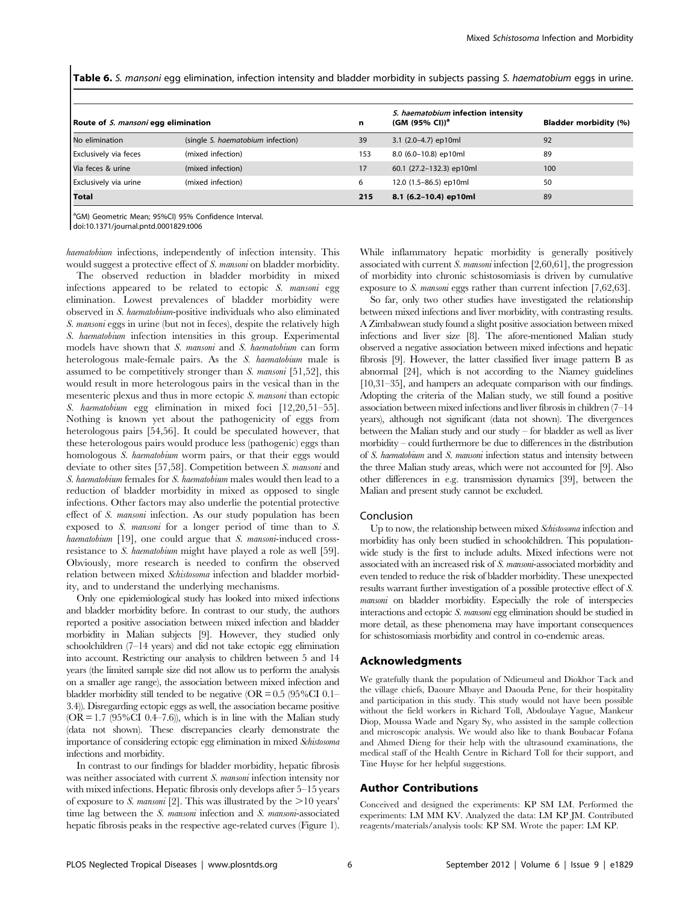**Table 6.** *S. mansoni* egg elimination, infection intensity and bladder morbidity in subjects passing *S. haematobium* eggs in urine.

| Route of *S. mansoni* egg elimination | | n | *S. haematobium* infection intensity (GM (95% CI))[a] | Bladder morbidity (%) |
|---|---|---|---|---|
| No elimination | (single *S. haematobium* infection) | 39 | 3.1 (2.0–4.7) ep10ml | 92 |
| Exclusively via feces | (mixed infection) | 153 | 8.0 (6.0–10.8) ep10ml | 89 |
| Via feces & urine | (mixed infection) | 17 | 60.1 (27.2–132.3) ep10ml | 100 |
| Exclusively via urine | (mixed infection) | 6 | 12.0 (1.5–86.5) ep10ml | 50 |
| **Total** | | **215** | **8.1 (6.2–10.4) ep10ml** | 89 |

[a]GM) Geometric Mean; 95%CI) 95% Confidence Interval.
doi:10.1371/journal.pntd.0001829.t006

*haematobium* infections, independently of infection intensity. This would suggest a protective effect of *S. mansoni* on bladder morbidity.

The observed reduction in bladder morbidity in mixed infections appeared to be related to ectopic *S. mansoni* egg elimination. Lowest prevalences of bladder morbidity were observed in *S. haematobium*-positive individuals who also eliminated *S. mansoni* eggs in urine (but not in feces), despite the relatively high *S. haematobium* infection intensities in this group. Experimental models have shown that *S. mansoni* and *S. haematobium* can form heterologous male-female pairs. As the *S. haematobium* male is assumed to be competitively stronger than *S. mansoni* [51,52], this would result in more heterologous pairs in the vesical than in the mesenteric plexus and thus in more ectopic *S. mansoni* than ectopic *S. haematobium* egg elimination in mixed foci [12,20,51–55]. Nothing is known yet about the pathogenicity of eggs from heterologous pairs [54,56]. It could be speculated however, that these heterologous pairs would produce less (pathogenic) eggs than homologous *S. haematobium* worm pairs, or that their eggs would deviate to other sites [57,58]. Competition between *S. mansoni* and *S. haematobium* females for *S. haematobium* males would then lead to a reduction of bladder morbidity in mixed as opposed to single infections. Other factors may also underlie the potential protective effect of *S. mansoni* infection. As our study population has been exposed to *S. mansoni* for a longer period of time than to *S. haematobium* [19], one could argue that *S. mansoni*-induced cross-resistance to *S. haematobium* might have played a role as well [59]. Obviously, more research is needed to confirm the observed relation between mixed *Schistosoma* infection and bladder morbidity, and to understand the underlying mechanisms.

Only one epidemiological study has looked into mixed infections and bladder morbidity before. In contrast to our study, the authors reported a positive association between mixed infection and bladder morbidity in Malian subjects [9]. However, they studied only schoolchildren (7–14 years) and did not take ectopic egg elimination into account. Restricting our analysis to children between 5 and 14 years (the limited sample size did not allow us to perform the analysis on a smaller age range), the association between mixed infection and bladder morbidity still tended to be negative (OR = 0.5 (95%CI 0.1–3.4)). Disregarding ectopic eggs as well, the association became positive (OR = 1.7 (95%CI 0.4–7.6)), which is in line with the Malian study (data not shown). These discrepancies clearly demonstrate the importance of considering ectopic egg elimination in mixed *Schistosoma* infections and morbidity.

In contrast to our findings for bladder morbidity, hepatic fibrosis was neither associated with current *S. mansoni* infection intensity nor with mixed infections. Hepatic fibrosis only develops after 5–15 years of exposure to *S. mansoni* [2]. This was illustrated by the >10 years' time lag between the *S. mansoni* infection and *S. mansoni*-associated hepatic fibrosis peaks in the respective age-related curves (Figure 1). While inflammatory hepatic morbidity is generally positively associated with current *S. mansoni* infection [2,60,61], the progression of morbidity into chronic schistosomiasis is driven by cumulative exposure to *S. mansoni* eggs rather than current infection [7,62,63].

So far, only two other studies have investigated the relationship between mixed infections and liver morbidity, with contrasting results. A Zimbabwean study found a slight positive association between mixed infections and liver size [8]. The afore-mentioned Malian study observed a negative association between mixed infections and hepatic fibrosis [9]. However, the latter classified liver image pattern B as abnormal [24], which is not according to the Niamey guidelines [10,31–35], and hampers an adequate comparison with our findings. Adopting the criteria of the Malian study, we still found a positive association between mixed infections and liver fibrosis in children (7–14 years), although not significant (data not shown). The divergences between the Malian study and our study – for bladder as well as liver morbidity – could furthermore be due to differences in the distribution of *S. haematobium* and *S. mansoni* infection status and intensity between the three Malian study areas, which were not accounted for [9]. Also other differences in e.g. transmission dynamics [39], between the Malian and present study cannot be excluded.

## Conclusion

Up to now, the relationship between mixed *Schistosoma* infection and morbidity has only been studied in schoolchildren. This population-wide study is the first to include adults. Mixed infections were not associated with an increased risk of *S. mansoni*-associated morbidity and even tended to reduce the risk of bladder morbidity. These unexpected results warrant further investigation of a possible protective effect of *S. mansoni* on bladder morbidity. Especially the role of interspecies interactions and ectopic *S. mansoni* egg elimination should be studied in more detail, as these phenomena may have important consequences for schistosomiasis morbidity and control in co-endemic areas.

## Acknowledgments

We gratefully thank the population of Ndieumeul and Diokhor Tack and the village chiefs, Daoure Mbaye and Daouda Pene, for their hospitality and participation in this study. This study would not have been possible without the field workers in Richard Toll, Abdoulaye Yague, Mankeur Diop, Moussa Wade and Ngary Sy, who assisted in the sample collection and microscopic analysis. We would also like to thank Boubacar Fofana and Ahmed Dieng for their help with the ultrasound examinations, the medical staff of the Health Centre in Richard Toll for their support, and Tine Huyse for her helpful suggestions.

## Author Contributions

Conceived and designed the experiments: KP SM LM. Performed the experiments: LM MM KV. Analyzed the data: LM KP JM. Contributed reagents/materials/analysis tools: KP SM. Wrote the paper: LM KP.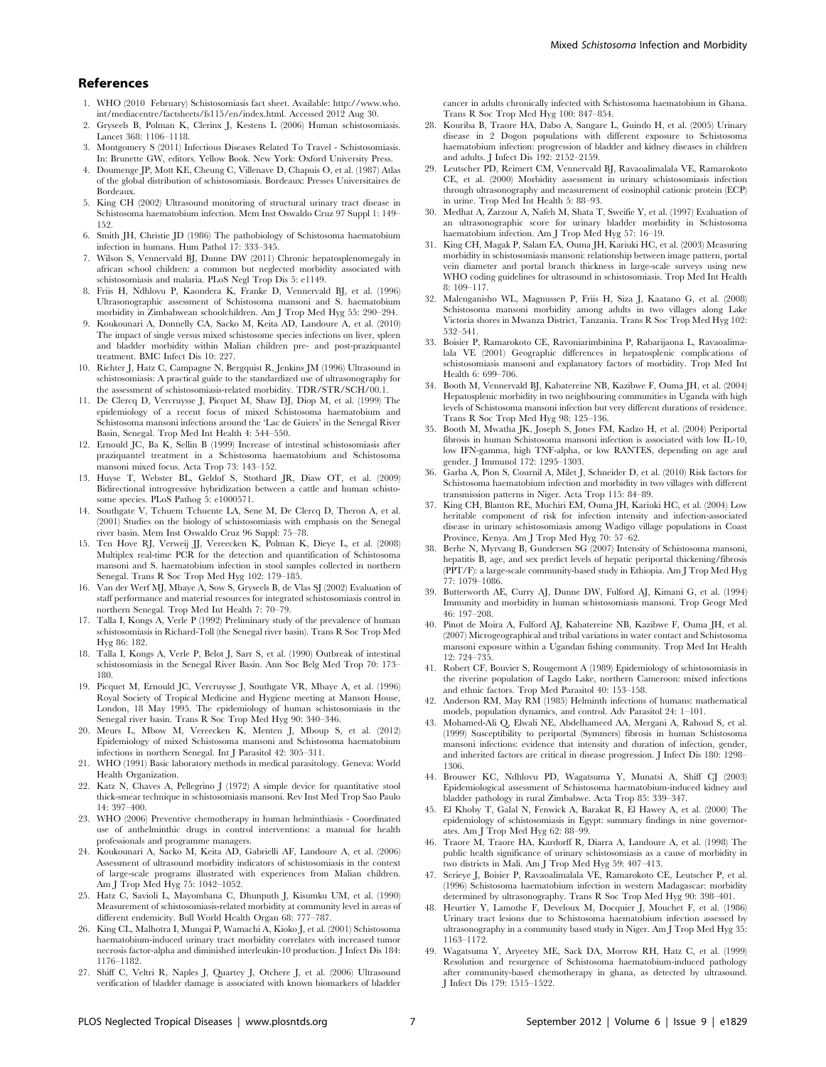## References

1. WHO (2010 February) Schistosomiasis fact sheet. Available: http://www.who.int/mediacentre/factsheets/fs115/en/index.html. Accessed 2012 Aug 30.
2. Gryseels B, Polman K, Clerinx J, Kestens L (2006) Human schistosomiasis. Lancet 368: 1106–1118.
3. Montgomery S (2011) Infectious Diseases Related To Travel - Schistosomiasis. In: Brunette GW, editors. Yellow Book. New York: Oxford University Press.
4. Doumenge JP, Mott KE, Cheung C, Villenave D, Chapuis O, et al. (1987) Atlas of the global distribution of schistosomiasis. Bordeaux: Presses Universitaires de Bordeaux.
5. King CH (2002) Ultrasound monitoring of structural urinary tract disease in Schistosoma haematobium infection. Mem Inst Oswaldo Cruz 97 Suppl 1: 149–152.
6. Smith JH, Christie JD (1986) The pathobiology of Schistosoma haematobium infection in humans. Hum Pathol 17: 333–345.
7. Wilson S, Vennervald BJ, Dunne DW (2011) Chronic hepatosplenomegaly in african school children: a common but neglected morbidity associated with schistosomiasis and malaria. PLoS Negl Trop Dis 5: e1149.
8. Friis H, Ndhlovu P, Kaondera K, Franke D, Vennervald BJ, et al. (1996) Ultrasonographic assessment of Schistosoma mansoni and S. haematobium morbidity in Zimbabwean schoolchildren. Am J Trop Med Hyg 55: 290–294.
9. Koukounari A, Donnelly CA, Sacko M, Keita AD, Landoure A, et al. (2010) The impact of single versus mixed schistosome species infections on liver, spleen and bladder morbidity within Malian children pre- and post-praziquantel treatment. BMC Infect Dis 10: 227.
10. Richter J, Hatz C, Campagne N, Bergquist R, Jenkins JM (1996) Ultrasound in schistosomiasis: A practical guide to the standardized use of ultrasonography for the assessment of schistosomiasis-related morbidity. TDR/STR/SCH/00.1.
11. De Clercq D, Vercruysse J, Picquet M, Shaw DJ, Diop M, et al. (1999) The epidemiology of a recent focus of mixed Schistosoma haematobium and Schistosoma mansoni infections around the 'Lac de Guiers' in the Senegal River Basin, Senegal. Trop Med Int Health 4: 544–550.
12. Ernould JC, Ba K, Sellin B (1999) Increase of intestinal schistosomiasis after praziquantel treatment in a Schistosoma haematobium and Schistosoma mansoni mixed focus. Acta Trop 73: 143–152.
13. Huyse T, Webster BL, Geldof S, Stothard JR, Diaw OT, et al. (2009) Bidirectional introgressive hybridization between a cattle and human schistosome species. PLoS Pathog 5: e1000571.
14. Southgate V, Tchuem Tchuente LA, Sene M, De Clercq D, Theron A, et al. (2001) Studies on the biology of schistosomiasis with emphasis on the Senegal river basin. Mem Inst Oswaldo Cruz 96 Suppl: 75–78.
15. Ten Hove RJ, Verweij JJ, Vereecken K, Polman K, Dieye L, et al. (2008) Multiplex real-time PCR for the detection and quantification of Schistosoma mansoni and S. haematobium infection in stool samples collected in northern Senegal. Trans R Soc Trop Med Hyg 102: 179–185.
16. Van der Werf MJ, Mbaye A, Sow S, Gryseels B, de Vlas SJ (2002) Evaluation of staff performance and material resources for integrated schistosomiasis control in northern Senegal. Trop Med Int Health 7: 70–79.
17. Talla I, Kongs A, Verle P (1992) Preliminary study of the prevalence of human schistosomiasis in Richard-Toll (the Senegal river basin). Trans R Soc Trop Med Hyg 86: 182.
18. Talla I, Kongs A, Verle P, Belot J, Sarr S, et al. (1990) Outbreak of intestinal schistosomiasis in the Senegal River Basin. Ann Soc Belg Med Trop 70: 173–180.
19. Picquet M, Ernould JC, Vercruysse J, Southgate VR, Mbaye A, et al. (1996) Royal Society of Tropical Medicine and Hygiene meeting at Manson House, London, 18 May 1995. The epidemiology of human schistosomiasis in the Senegal river basin. Trans R Soc Trop Med Hyg 90: 340–346.
20. Meurs L, Mbow M, Vereecken K, Menten J, Mboup S, et al. (2012) Epidemiology of mixed Schistosoma mansoni and Schistosoma haematobium infections in northern Senegal. Int J Parasitol 42: 305–311.
21. WHO (1991) Basic laboratory methods in medical parasitology. Geneva: World Health Organization.
22. Katz N, Chaves A, Pellegrino J (1972) A simple device for quantitative stool thick-smear technique in schistosomiasis mansoni. Rev Inst Med Trop Sao Paulo 14: 397–400.
23. WHO (2006) Preventive chemotherapy in human helminthiasis - Coordinated use of anthelminthic drugs in control interventions: a manual for health professionals and programme managers.
24. Koukounari A, Sacko M, Keita AD, Gabrielli AF, Landoure A, et al. (2006) Assessment of ultrasound morbidity indicators of schistosomiasis in the context of large-scale programs illustrated with experiences from Malian children. Am J Trop Med Hyg 75: 1042–1052.
25. Hatz C, Savioli L, Mayombana C, Dhunputh J, Kisumku UM, et al. (1990) Measurement of schistosomiasis-related morbidity at community level in areas of different endemicity. Bull World Health Organ 68: 777–787.
26. King CL, Malhotra I, Mungai P, Wamachi A, Kioko J, et al. (2001) Schistosoma haematobium-induced urinary tract morbidity correlates with increased tumor necrosis factor-alpha and diminished interleukin-10 production. J Infect Dis 184: 1176–1182.
27. Shiff C, Veltri R, Naples J, Quartey J, Otchere J, et al. (2006) Ultrasound verification of bladder damage is associated with known biomarkers of bladder cancer in adults chronically infected with Schistosoma haematobium in Ghana. Trans R Soc Trop Med Hyg 100: 847–854.
28. Kouriba B, Traore HA, Dabo A, Sangare L, Guindo H, et al. (2005) Urinary disease in 2 Dogon populations with different exposure to Schistosoma haematobium infection: progression of bladder and kidney diseases in children and adults. J Infect Dis 192: 2152–2159.
29. Leutscher PD, Reimert CM, Vennervald BJ, Ravaoalimalala VE, Ramarokoto CE, et al. (2000) Morbidity assessment in urinary schistosomiasis infection through ultrasonography and measurement of eosinophil cationic protein (ECP) in urine. Trop Med Int Health 5: 88–93.
30. Medhat A, Zarzour A, Nafeh M, Shata T, Sweifie Y, et al. (1997) Evaluation of an ultrasonographic score for urinary bladder morbidity in Schistosoma haematobium infection. Am J Trop Med Hyg 57: 16–19.
31. King CH, Magak P, Salam EA, Ouma JH, Kariuki HC, et al. (2003) Measuring morbidity in schistosomiasis mansoni: relationship between image pattern, portal vein diameter and portal branch thickness in large-scale surveys using new WHO coding guidelines for ultrasound in schistosomiasis. Trop Med Int Health 8: 109–117.
32. Malenganisho WL, Magnussen P, Friis H, Siza J, Kaatano G, et al. (2008) Schistosoma mansoni morbidity among adults in two villages along Lake Victoria shores in Mwanza District, Tanzania. Trans R Soc Trop Med Hyg 102: 532–541.
33. Boisier P, Ramarokoto CE, Ravoniarimbinina P, Rabarijaona L, Ravaoalimalala VE (2001) Geographic differences in hepatosplenic complications of schistosomiasis mansoni and explanatory factors of morbidity. Trop Med Int Health 6: 699–706.
34. Booth M, Vennervald BJ, Kabatereine NB, Kazibwe F, Ouma JH, et al. (2004) Hepatosplenic morbidity in two neighbouring communities in Uganda with high levels of Schistosoma mansoni infection but very different durations of residence. Trans R Soc Trop Med Hyg 98: 125–136.
35. Booth M, Mwatha JK, Joseph S, Jones FM, Kadzo H, et al. (2004) Periportal fibrosis in human Schistosoma mansoni infection is associated with low IL-10, low IFN-gamma, high TNF-alpha, or low RANTES, depending on age and gender. J Immunol 172: 1295–1303.
36. Garba A, Pion S, Cournil A, Milet J, Schneider D, et al. (2010) Risk factors for Schistosoma haematobium infection and morbidity in two villages with different transmission patterns in Niger. Acta Trop 115: 84–89.
37. King CH, Blanton RE, Muchiri EM, Ouma JH, Kariuki HC, et al. (2004) Low heritable component of risk for infection intensity and infection-associated disease in urinary schistosomiasis among Wadigo village populations in Coast Province, Kenya. Am J Trop Med Hyg 70: 57–62.
38. Berhe N, Myrvang B, Gundersen SG (2007) Intensity of Schistosoma mansoni, hepatitis B, age, and sex predict levels of hepatic periportal thickening/fibrosis (PPT/F): a large-scale community-based study in Ethiopia. Am J Trop Med Hyg 77: 1079–1086.
39. Butterworth AE, Curry AJ, Dunne DW, Fulford AJ, Kimani G, et al. (1994) Immunity and morbidity in human schistosomiasis mansoni. Trop Geogr Med 46: 197–208.
40. Pinot de Moira A, Fulford AJ, Kabatereine NB, Kazibwe F, Ouma JH, et al. (2007) Microgeographical and tribal variations in water contact and Schistosoma mansoni exposure within a Ugandan fishing community. Trop Med Int Health 12: 724–735.
41. Robert CF, Bouvier S, Rougemont A (1989) Epidemiology of schistosomiasis in the riverine population of Lagdo Lake, northern Cameroon: mixed infections and ethnic factors. Trop Med Parasitol 40: 153–158.
42. Anderson RM, May RM (1985) Helminth infections of humans: mathematical models, population dynamics, and control. Adv Parasitol 24: 1–101.
43. Mohamed-Ali Q, Elwali NE, Abdelhameed AA, Mergani A, Rahoud S, et al. (1999) Susceptibility to periportal (Symmers) fibrosis in human Schistosoma mansoni infections: evidence that intensity and duration of infection, gender, and inherited factors are critical in disease progression. J Infect Dis 180: 1298–1306.
44. Brouwer KC, Ndhlovu PD, Wagatsuma Y, Munatsi A, Shiff CJ (2003) Epidemiological assessment of Schistosoma haematobium-induced kidney and bladder pathology in rural Zimbabwe. Acta Trop 85: 339–347.
45. El Khoby T, Galal N, Fenwick A, Barakat R, El Hawey A, et al. (2000) The epidemiology of schistosomiasis in Egypt: summary findings in nine governorates. Am J Trop Med Hyg 62: 88–99.
46. Traore M, Traore HA, Kardorff R, Diarra A, Landoure A, et al. (1998) The public health significance of urinary schistosomiasis as a cause of morbidity in two districts in Mali. Am J Trop Med Hyg 59: 407–413.
47. Serieye J, Boisier P, Ravaoalimalala VE, Ramarokoto CE, Leutscher P, et al. (1996) Schistosoma haematobium infection in western Madagascar: morbidity determined by ultrasonography. Trans R Soc Trop Med Hyg 90: 398–401.
48. Heurtier Y, Lamothe F, Develoux M, Docquier J, Mouchet F, et al. (1986) Urinary tract lesions due to Schistosoma haematobium infection assessed by ultrasonography in a community based study in Niger. Am J Trop Med Hyg 35: 1163–1172.
49. Wagatsuma Y, Aryeetey ME, Sack DA, Morrow RH, Hatz C, et al. (1999) Resolution and resurgence of Schistosoma haematobium-induced pathology after community-based chemotherapy in ghana, as detected by ultrasound. J Infect Dis 179: 1515–1522.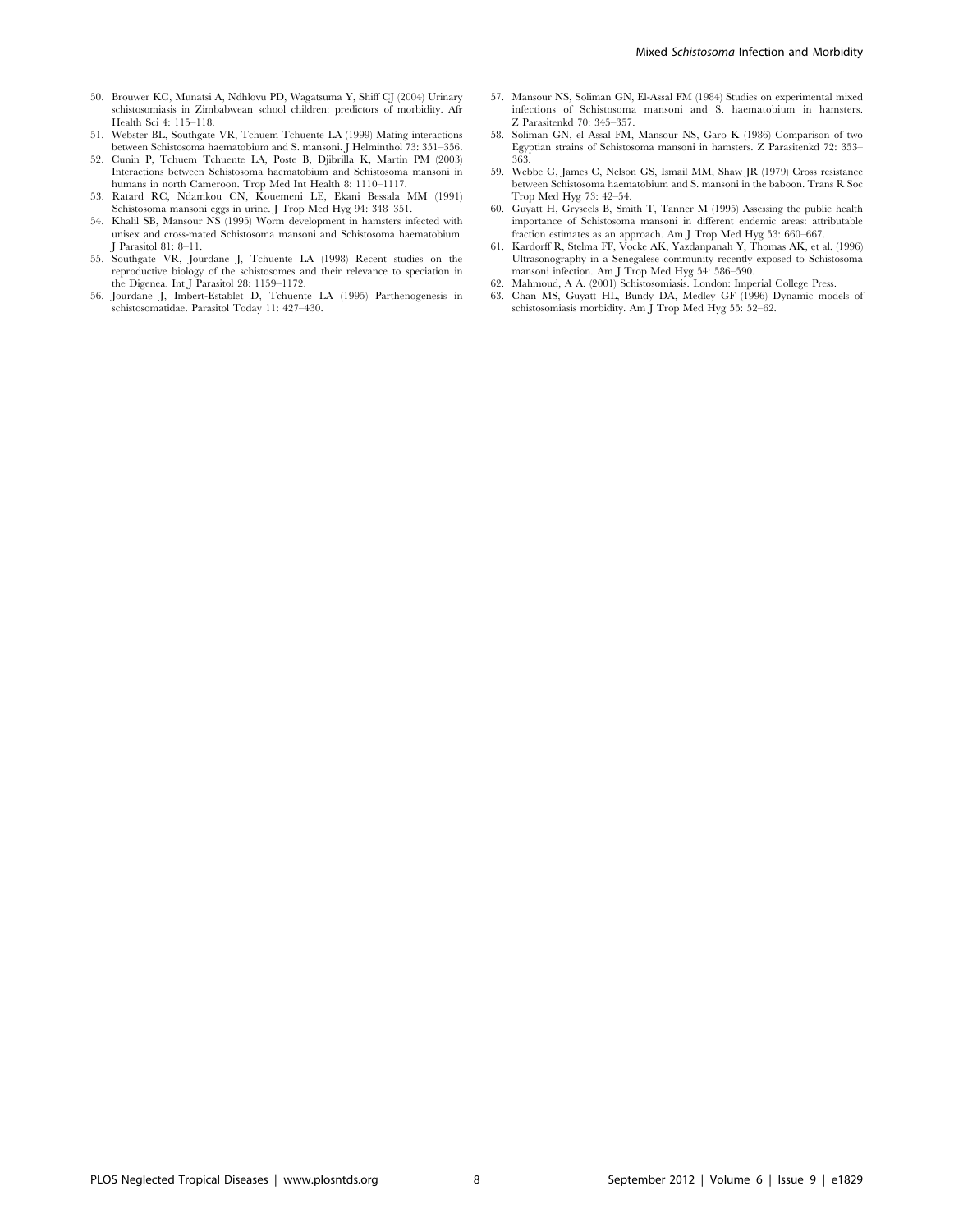50. Brouwer KC, Munatsi A, Ndhlovu PD, Wagatsuma Y, Shiff CJ (2004) Urinary schistosomiasis in Zimbabwean school children: predictors of morbidity. Afr Health Sci 4: 115–118.
51. Webster BL, Southgate VR, Tchuem Tchuente LA (1999) Mating interactions between Schistosoma haematobium and S. mansoni. J Helminthol 73: 351–356.
52. Cunin P, Tchuem Tchuente LA, Poste B, Djibrilla K, Martin PM (2003) Interactions between Schistosoma haematobium and Schistosoma mansoni in humans in north Cameroon. Trop Med Int Health 8: 1110–1117.
53. Ratard RC, Ndamkou CN, Kouemeni LE, Ekani Bessala MM (1991) Schistosoma mansoni eggs in urine. J Trop Med Hyg 94: 348–351.
54. Khalil SB, Mansour NS (1995) Worm development in hamsters infected with unisex and cross-mated Schistosoma mansoni and Schistosoma haematobium. J Parasitol 81: 8–11.
55. Southgate VR, Jourdane J, Tchuente LA (1998) Recent studies on the reproductive biology of the schistosomes and their relevance to speciation in the Digenea. Int J Parasitol 28: 1159–1172.
56. Jourdane J, Imbert-Establet D, Tchuente LA (1995) Parthenogenesis in schistosomatidae. Parasitol Today 11: 427–430.
57. Mansour NS, Soliman GN, El-Assal FM (1984) Studies on experimental mixed infections of Schistosoma mansoni and S. haematobium in hamsters. Z Parasitenkd 70: 345–357.
58. Soliman GN, el Assal FM, Mansour NS, Garo K (1986) Comparison of two Egyptian strains of Schistosoma mansoni in hamsters. Z Parasitenkd 72: 353–363.
59. Webbe G, James C, Nelson GS, Ismail MM, Shaw JR (1979) Cross resistance between Schistosoma haematobium and S. mansoni in the baboon. Trans R Soc Trop Med Hyg 73: 42–54.
60. Guyatt H, Gryseels B, Smith T, Tanner M (1995) Assessing the public health importance of Schistosoma mansoni in different endemic areas: attributable fraction estimates as an approach. Am J Trop Med Hyg 53: 660–667.
61. Kardorff R, Stelma FF, Vocke AK, Yazdanpanah Y, Thomas AK, et al. (1996) Ultrasonography in a Senegalese community recently exposed to Schistosoma mansoni infection. Am J Trop Med Hyg 54: 586–590.
62. Mahmoud, A A. (2001) Schistosomiasis. London: Imperial College Press.
63. Chan MS, Guyatt HL, Bundy DA, Medley GF (1996) Dynamic models of schistosomiasis morbidity. Am J Trop Med Hyg 55: 52–62.